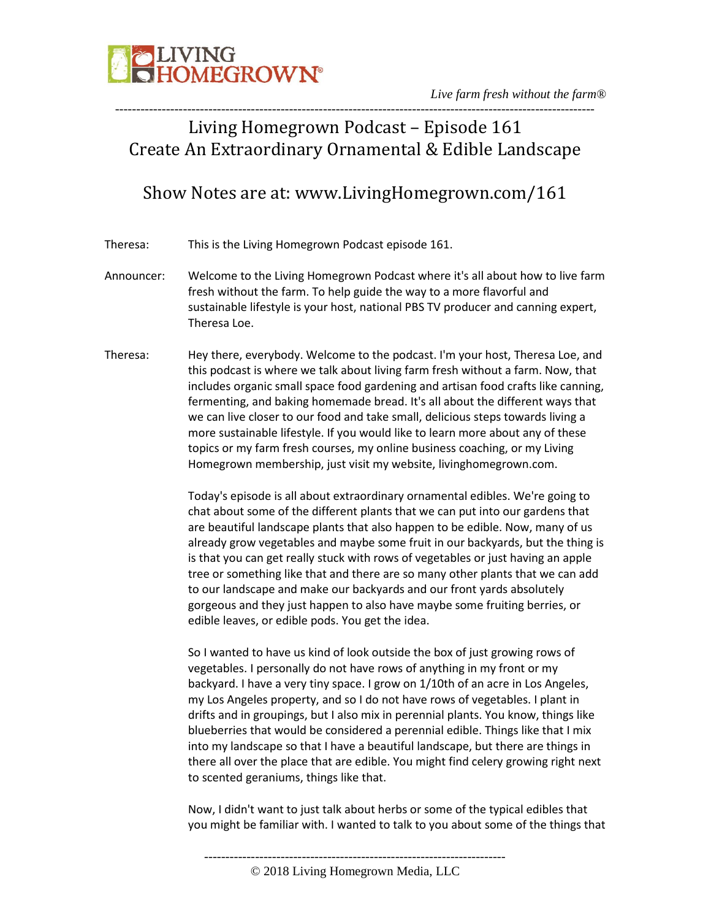LIVING HOMEGROWN®

*Live farm fresh without the farm®*

# Living Homegrown Podcast – Episode 161
# Create An Extraordinary Ornamental & Edible Landscape

## Show Notes are at: www.LivingHomegrown.com/161

Theresa: This is the Living Homegrown Podcast episode 161.

Announcer: Welcome to the Living Homegrown Podcast where it's all about how to live farm fresh without the farm. To help guide the way to a more flavorful and sustainable lifestyle is your host, national PBS TV producer and canning expert, Theresa Loe.

Theresa: Hey there, everybody. Welcome to the podcast. I'm your host, Theresa Loe, and this podcast is where we talk about living farm fresh without a farm. Now, that includes organic small space food gardening and artisan food crafts like canning, fermenting, and baking homemade bread. It's all about the different ways that we can live closer to our food and take small, delicious steps towards living a more sustainable lifestyle. If you would like to learn more about any of these topics or my farm fresh courses, my online business coaching, or my Living Homegrown membership, just visit my website, livinghomegrown.com.

Today's episode is all about extraordinary ornamental edibles. We're going to chat about some of the different plants that we can put into our gardens that are beautiful landscape plants that also happen to be edible. Now, many of us already grow vegetables and maybe some fruit in our backyards, but the thing is is that you can get really stuck with rows of vegetables or just having an apple tree or something like that and there are so many other plants that we can add to our landscape and make our backyards and our front yards absolutely gorgeous and they just happen to also have maybe some fruiting berries, or edible leaves, or edible pods. You get the idea.

So I wanted to have us kind of look outside the box of just growing rows of vegetables. I personally do not have rows of anything in my front or my backyard. I have a very tiny space. I grow on 1/10th of an acre in Los Angeles, my Los Angeles property, and so I do not have rows of vegetables. I plant in drifts and in groupings, but I also mix in perennial plants. You know, things like blueberries that would be considered a perennial edible. Things like that I mix into my landscape so that I have a beautiful landscape, but there are things in there all over the place that are edible. You might find celery growing right next to scented geraniums, things like that.

Now, I didn't want to just talk about herbs or some of the typical edibles that you might be familiar with. I wanted to talk to you about some of the things that

© 2018 Living Homegrown Media, LLC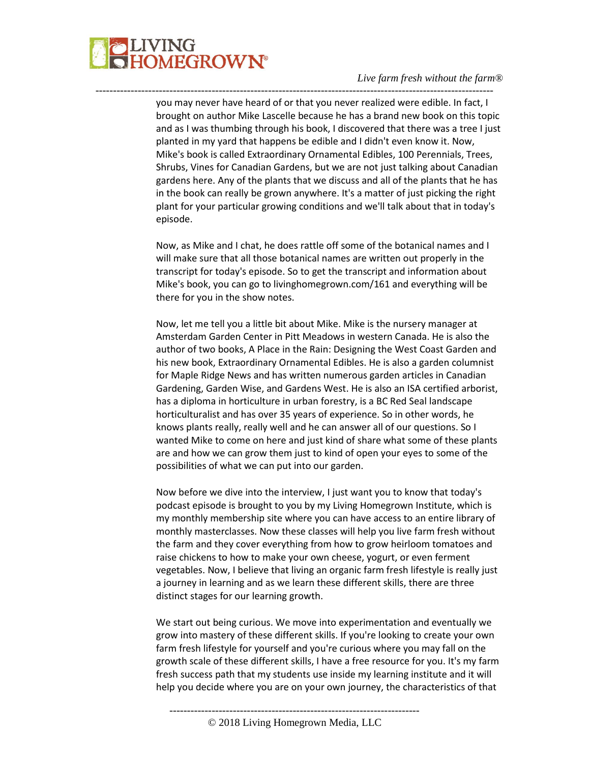you may never have heard of or that you never realized were edible. In fact, I brought on author Mike Lascelle because he has a brand new book on this topic and as I was thumbing through his book, I discovered that there was a tree I just planted in my yard that happens be edible and I didn't even know it. Now, Mike's book is called Extraordinary Ornamental Edibles, 100 Perennials, Trees, Shrubs, Vines for Canadian Gardens, but we are not just talking about Canadian gardens here. Any of the plants that we discuss and all of the plants that he has in the book can really be grown anywhere. It's a matter of just picking the right plant for your particular growing conditions and we'll talk about that in today's episode.

Now, as Mike and I chat, he does rattle off some of the botanical names and I will make sure that all those botanical names are written out properly in the transcript for today's episode. So to get the transcript and information about Mike's book, you can go to livinghomegrown.com/161 and everything will be there for you in the show notes.

Now, let me tell you a little bit about Mike. Mike is the nursery manager at Amsterdam Garden Center in Pitt Meadows in western Canada. He is also the author of two books, A Place in the Rain: Designing the West Coast Garden and his new book, Extraordinary Ornamental Edibles. He is also a garden columnist for Maple Ridge News and has written numerous garden articles in Canadian Gardening, Garden Wise, and Gardens West. He is also an ISA certified arborist, has a diploma in horticulture in urban forestry, is a BC Red Seal landscape horticulturalist and has over 35 years of experience. So in other words, he knows plants really, really well and he can answer all of our questions. So I wanted Mike to come on here and just kind of share what some of these plants are and how we can grow them just to kind of open your eyes to some of the possibilities of what we can put into our garden.

Now before we dive into the interview, I just want you to know that today's podcast episode is brought to you by my Living Homegrown Institute, which is my monthly membership site where you can have access to an entire library of monthly masterclasses. Now these classes will help you live farm fresh without the farm and they cover everything from how to grow heirloom tomatoes and raise chickens to how to make your own cheese, yogurt, or even ferment vegetables. Now, I believe that living an organic farm fresh lifestyle is really just a journey in learning and as we learn these different skills, there are three distinct stages for our learning growth.

We start out being curious. We move into experimentation and eventually we grow into mastery of these different skills. If you're looking to create your own farm fresh lifestyle for yourself and you're curious where you may fall on the growth scale of these different skills, I have a free resource for you. It's my farm fresh success path that my students use inside my learning institute and it will help you decide where you are on your own journey, the characteristics of that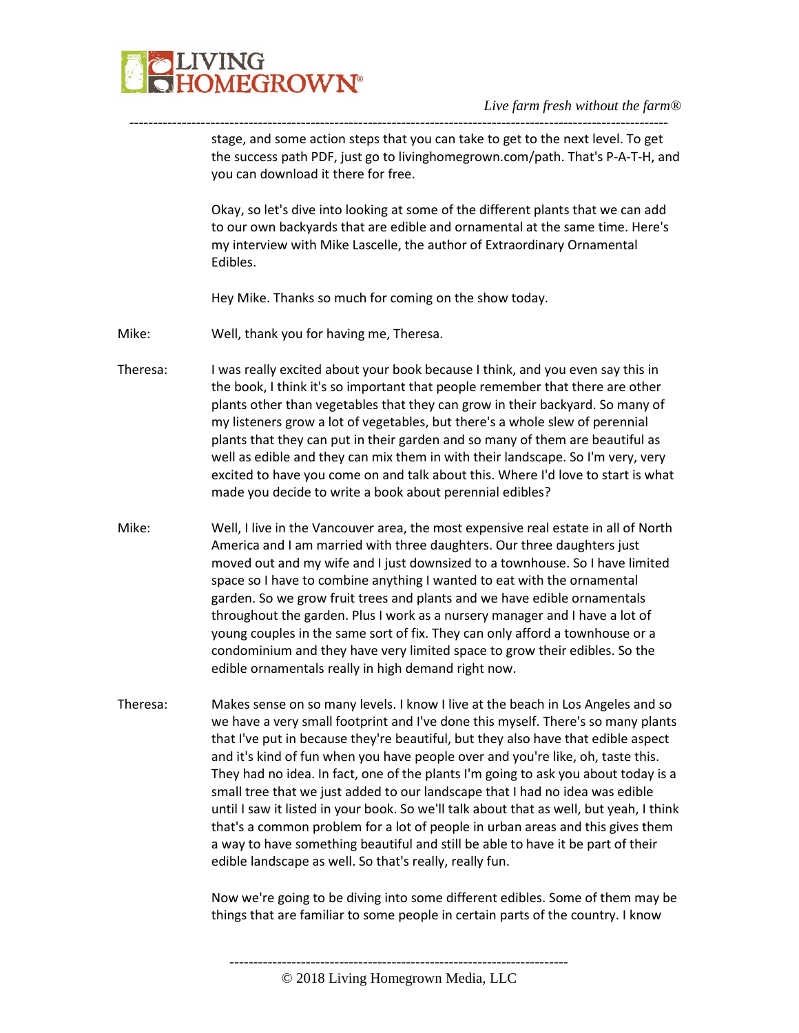stage, and some action steps that you can take to get to the next level. To get the success path PDF, just go to livinghomegrown.com/path. That's P-A-T-H, and you can download it there for free.

Okay, so let's dive into looking at some of the different plants that we can add to our own backyards that are edible and ornamental at the same time. Here's my interview with Mike Lascelle, the author of Extraordinary Ornamental Edibles.

Hey Mike. Thanks so much for coming on the show today.

Mike: Well, thank you for having me, Theresa.

Theresa: I was really excited about your book because I think, and you even say this in the book, I think it's so important that people remember that there are other plants other than vegetables that they can grow in their backyard. So many of my listeners grow a lot of vegetables, but there's a whole slew of perennial plants that they can put in their garden and so many of them are beautiful as well as edible and they can mix them in with their landscape. So I'm very, very excited to have you come on and talk about this. Where I'd love to start is what made you decide to write a book about perennial edibles?

Mike: Well, I live in the Vancouver area, the most expensive real estate in all of North America and I am married with three daughters. Our three daughters just moved out and my wife and I just downsized to a townhouse. So I have limited space so I have to combine anything I wanted to eat with the ornamental garden. So we grow fruit trees and plants and we have edible ornamentals throughout the garden. Plus I work as a nursery manager and I have a lot of young couples in the same sort of fix. They can only afford a townhouse or a condominium and they have very limited space to grow their edibles. So the edible ornamentals really in high demand right now.

Theresa: Makes sense on so many levels. I know I live at the beach in Los Angeles and so we have a very small footprint and I've done this myself. There's so many plants that I've put in because they're beautiful, but they also have that edible aspect and it's kind of fun when you have people over and you're like, oh, taste this. They had no idea. In fact, one of the plants I'm going to ask you about today is a small tree that we just added to our landscape that I had no idea was edible until I saw it listed in your book. So we'll talk about that as well, but yeah, I think that's a common problem for a lot of people in urban areas and this gives them a way to have something beautiful and still be able to have it be part of their edible landscape as well. So that's really, really fun.

Now we're going to be diving into some different edibles. Some of them may be things that are familiar to some people in certain parts of the country. I know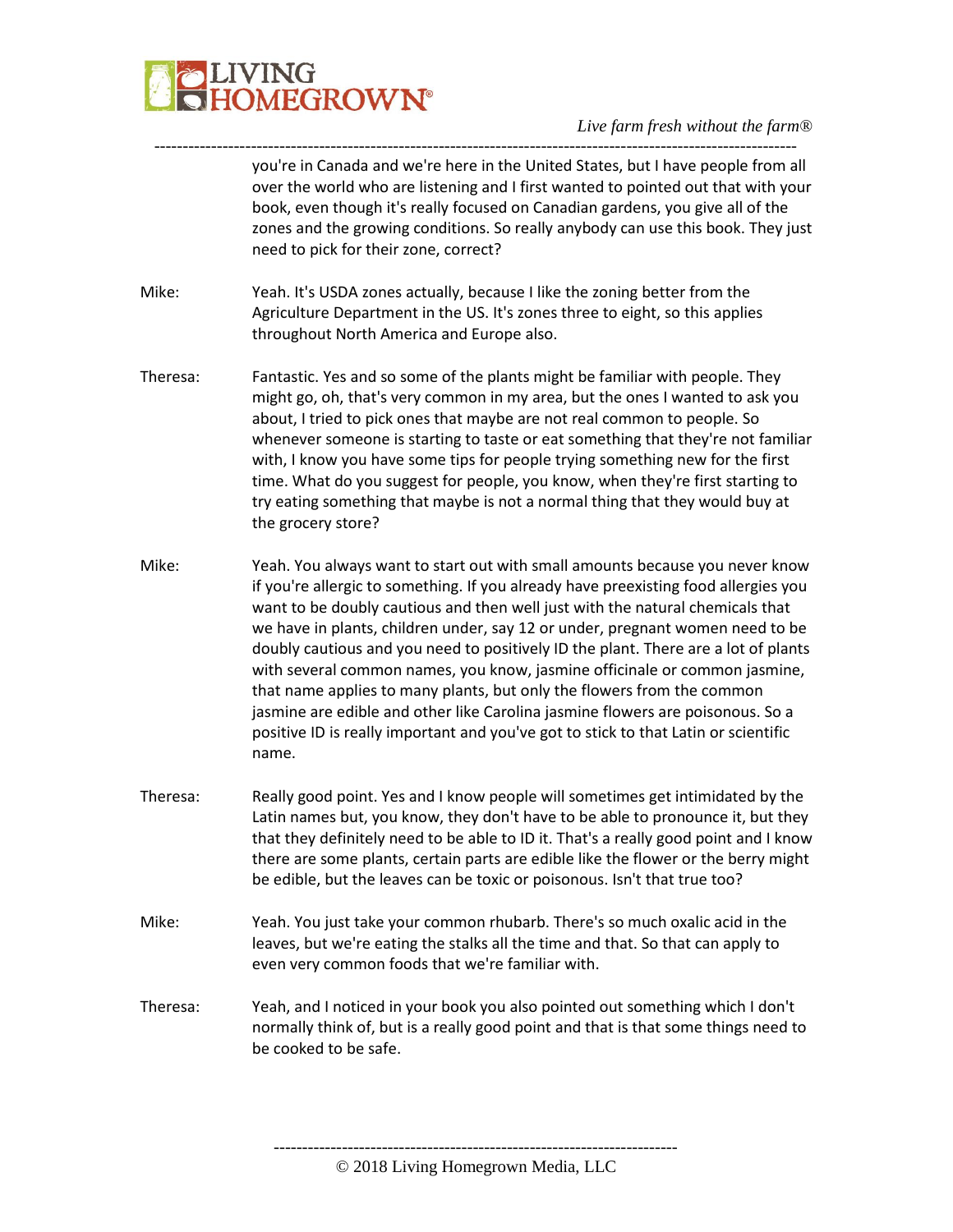you're in Canada and we're here in the United States, but I have people from all over the world who are listening and I first wanted to pointed out that with your book, even though it's really focused on Canadian gardens, you give all of the zones and the growing conditions. So really anybody can use this book. They just need to pick for their zone, correct?

Mike: Yeah. It's USDA zones actually, because I like the zoning better from the Agriculture Department in the US. It's zones three to eight, so this applies throughout North America and Europe also.

Theresa: Fantastic. Yes and so some of the plants might be familiar with people. They might go, oh, that's very common in my area, but the ones I wanted to ask you about, I tried to pick ones that maybe are not real common to people. So whenever someone is starting to taste or eat something that they're not familiar with, I know you have some tips for people trying something new for the first time. What do you suggest for people, you know, when they're first starting to try eating something that maybe is not a normal thing that they would buy at the grocery store?

Mike: Yeah. You always want to start out with small amounts because you never know if you're allergic to something. If you already have preexisting food allergies you want to be doubly cautious and then well just with the natural chemicals that we have in plants, children under, say 12 or under, pregnant women need to be doubly cautious and you need to positively ID the plant. There are a lot of plants with several common names, you know, jasmine officinale or common jasmine, that name applies to many plants, but only the flowers from the common jasmine are edible and other like Carolina jasmine flowers are poisonous. So a positive ID is really important and you've got to stick to that Latin or scientific name.

Theresa: Really good point. Yes and I know people will sometimes get intimidated by the Latin names but, you know, they don't have to be able to pronounce it, but they that they definitely need to be able to ID it. That's a really good point and I know there are some plants, certain parts are edible like the flower or the berry might be edible, but the leaves can be toxic or poisonous. Isn't that true too?

Mike: Yeah. You just take your common rhubarb. There's so much oxalic acid in the leaves, but we're eating the stalks all the time and that. So that can apply to even very common foods that we're familiar with.

Theresa: Yeah, and I noticed in your book you also pointed out something which I don't normally think of, but is a really good point and that is that some things need to be cooked to be safe.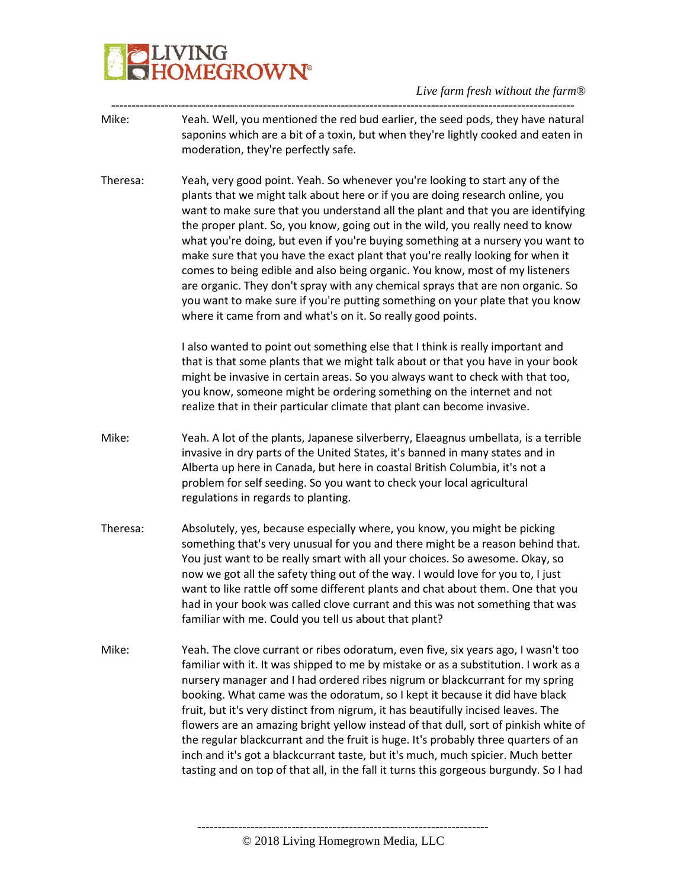Mike: Yeah. Well, you mentioned the red bud earlier, the seed pods, they have natural saponins which are a bit of a toxin, but when they're lightly cooked and eaten in moderation, they're perfectly safe.

Theresa: Yeah, very good point. Yeah. So whenever you're looking to start any of the plants that we might talk about here or if you are doing research online, you want to make sure that you understand all the plant and that you are identifying the proper plant. So, you know, going out in the wild, you really need to know what you're doing, but even if you're buying something at a nursery you want to make sure that you have the exact plant that you're really looking for when it comes to being edible and also being organic. You know, most of my listeners are organic. They don't spray with any chemical sprays that are non organic. So you want to make sure if you're putting something on your plate that you know where it came from and what's on it. So really good points.

I also wanted to point out something else that I think is really important and that is that some plants that we might talk about or that you have in your book might be invasive in certain areas. So you always want to check with that too, you know, someone might be ordering something on the internet and not realize that in their particular climate that plant can become invasive.

Mike: Yeah. A lot of the plants, Japanese silverberry, Elaeagnus umbellata, is a terrible invasive in dry parts of the United States, it's banned in many states and in Alberta up here in Canada, but here in coastal British Columbia, it's not a problem for self seeding. So you want to check your local agricultural regulations in regards to planting.

Theresa: Absolutely, yes, because especially where, you know, you might be picking something that's very unusual for you and there might be a reason behind that. You just want to be really smart with all your choices. So awesome. Okay, so now we got all the safety thing out of the way. I would love for you to, I just want to like rattle off some different plants and chat about them. One that you had in your book was called clove currant and this was not something that was familiar with me. Could you tell us about that plant?

Mike: Yeah. The clove currant or ribes odoratum, even five, six years ago, I wasn't too familiar with it. It was shipped to me by mistake or as a substitution. I work as a nursery manager and I had ordered ribes nigrum or blackcurrant for my spring booking. What came was the odoratum, so I kept it because it did have black fruit, but it's very distinct from nigrum, it has beautifully incised leaves. The flowers are an amazing bright yellow instead of that dull, sort of pinkish white of the regular blackcurrant and the fruit is huge. It's probably three quarters of an inch and it's got a blackcurrant taste, but it's much, much spicier. Much better tasting and on top of that all, in the fall it turns this gorgeous burgundy. So I had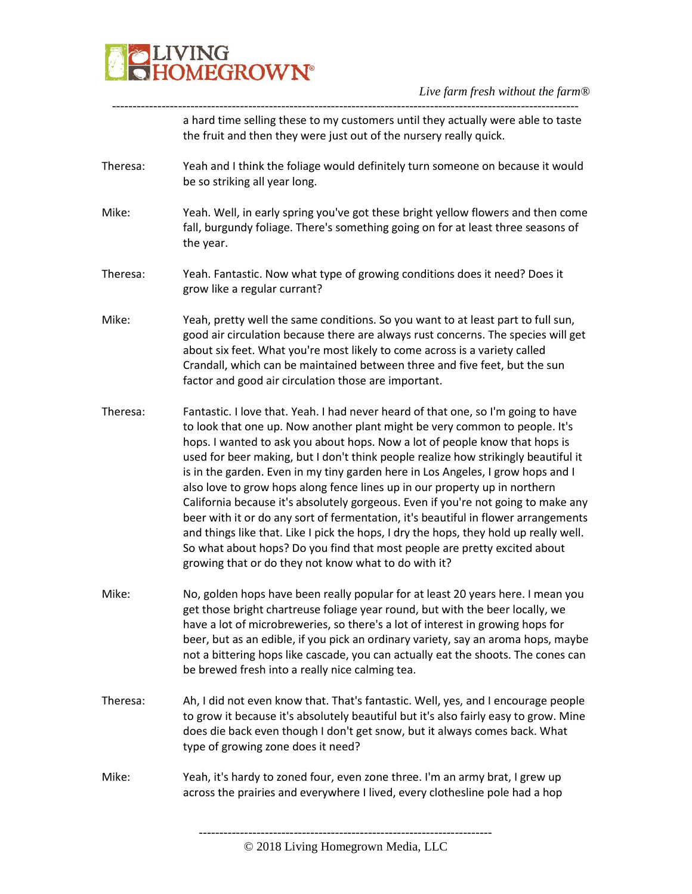a hard time selling these to my customers until they actually were able to taste the fruit and then they were just out of the nursery really quick.

Theresa: Yeah and I think the foliage would definitely turn someone on because it would be so striking all year long.

Mike: Yeah. Well, in early spring you've got these bright yellow flowers and then come fall, burgundy foliage. There's something going on for at least three seasons of the year.

Theresa: Yeah. Fantastic. Now what type of growing conditions does it need? Does it grow like a regular currant?

Mike: Yeah, pretty well the same conditions. So you want to at least part to full sun, good air circulation because there are always rust concerns. The species will get about six feet. What you're most likely to come across is a variety called Crandall, which can be maintained between three and five feet, but the sun factor and good air circulation those are important.

Theresa: Fantastic. I love that. Yeah. I had never heard of that one, so I'm going to have to look that one up. Now another plant might be very common to people. It's hops. I wanted to ask you about hops. Now a lot of people know that hops is used for beer making, but I don't think people realize how strikingly beautiful it is in the garden. Even in my tiny garden here in Los Angeles, I grow hops and I also love to grow hops along fence lines up in our property up in northern California because it's absolutely gorgeous. Even if you're not going to make any beer with it or do any sort of fermentation, it's beautiful in flower arrangements and things like that. Like I pick the hops, I dry the hops, they hold up really well. So what about hops? Do you find that most people are pretty excited about growing that or do they not know what to do with it?

Mike: No, golden hops have been really popular for at least 20 years here. I mean you get those bright chartreuse foliage year round, but with the beer locally, we have a lot of microbreweries, so there's a lot of interest in growing hops for beer, but as an edible, if you pick an ordinary variety, say an aroma hops, maybe not a bittering hops like cascade, you can actually eat the shoots. The cones can be brewed fresh into a really nice calming tea.

Theresa: Ah, I did not even know that. That's fantastic. Well, yes, and I encourage people to grow it because it's absolutely beautiful but it's also fairly easy to grow. Mine does die back even though I don't get snow, but it always comes back. What type of growing zone does it need?

Mike: Yeah, it's hardy to zoned four, even zone three. I'm an army brat, I grew up across the prairies and everywhere I lived, every clothesline pole had a hop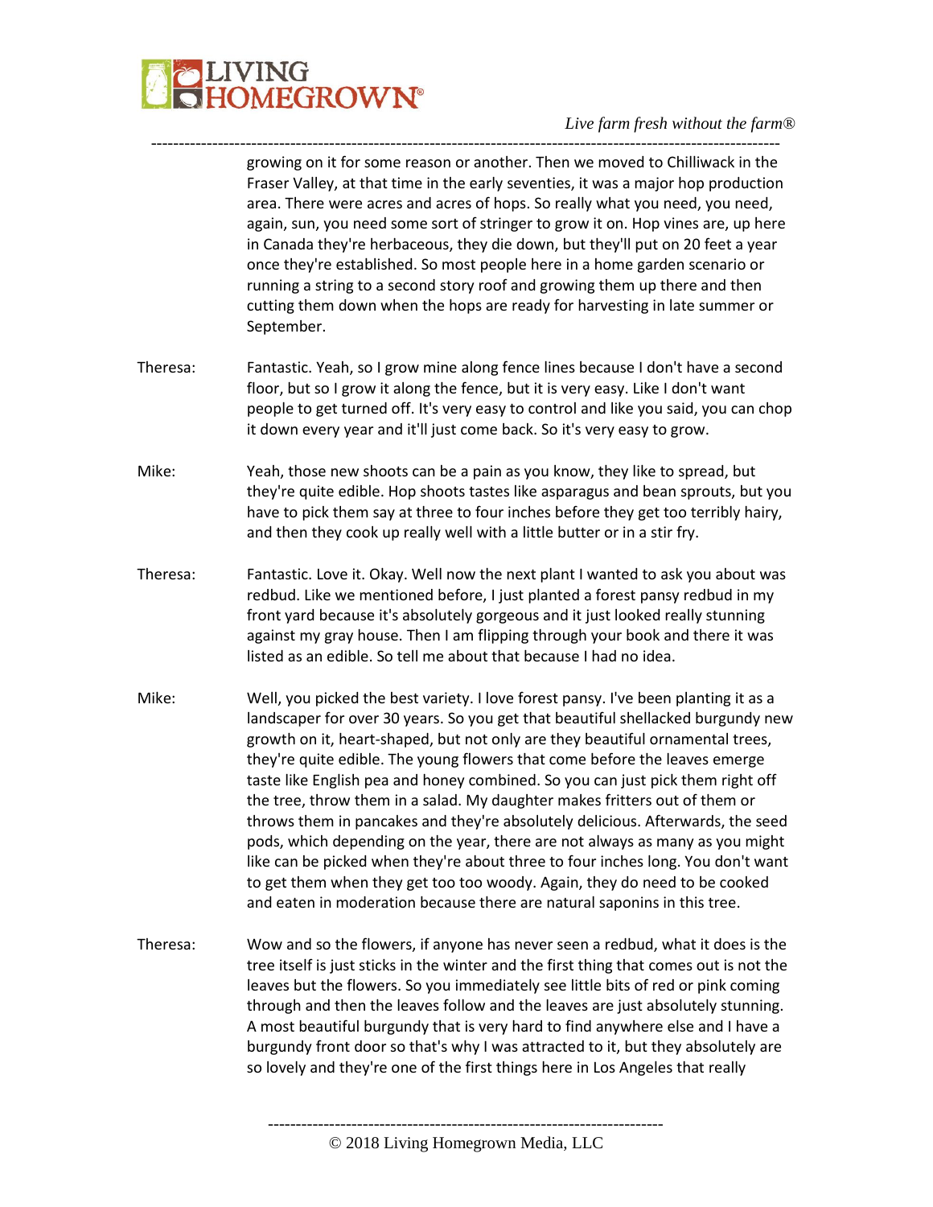growing on it for some reason or another. Then we moved to Chilliwack in the Fraser Valley, at that time in the early seventies, it was a major hop production area. There were acres and acres of hops. So really what you need, you need, again, sun, you need some sort of stringer to grow it on. Hop vines are, up here in Canada they're herbaceous, they die down, but they'll put on 20 feet a year once they're established. So most people here in a home garden scenario or running a string to a second story roof and growing them up there and then cutting them down when the hops are ready for harvesting in late summer or September.

Theresa: Fantastic. Yeah, so I grow mine along fence lines because I don't have a second floor, but so I grow it along the fence, but it is very easy. Like I don't want people to get turned off. It's very easy to control and like you said, you can chop it down every year and it'll just come back. So it's very easy to grow.

Mike: Yeah, those new shoots can be a pain as you know, they like to spread, but they're quite edible. Hop shoots tastes like asparagus and bean sprouts, but you have to pick them say at three to four inches before they get too terribly hairy, and then they cook up really well with a little butter or in a stir fry.

Theresa: Fantastic. Love it. Okay. Well now the next plant I wanted to ask you about was redbud. Like we mentioned before, I just planted a forest pansy redbud in my front yard because it's absolutely gorgeous and it just looked really stunning against my gray house. Then I am flipping through your book and there it was listed as an edible. So tell me about that because I had no idea.

Mike: Well, you picked the best variety. I love forest pansy. I've been planting it as a landscaper for over 30 years. So you get that beautiful shellacked burgundy new growth on it, heart-shaped, but not only are they beautiful ornamental trees, they're quite edible. The young flowers that come before the leaves emerge taste like English pea and honey combined. So you can just pick them right off the tree, throw them in a salad. My daughter makes fritters out of them or throws them in pancakes and they're absolutely delicious. Afterwards, the seed pods, which depending on the year, there are not always as many as you might like can be picked when they're about three to four inches long. You don't want to get them when they get too too woody. Again, they do need to be cooked and eaten in moderation because there are natural saponins in this tree.

Theresa: Wow and so the flowers, if anyone has never seen a redbud, what it does is the tree itself is just sticks in the winter and the first thing that comes out is not the leaves but the flowers. So you immediately see little bits of red or pink coming through and then the leaves follow and the leaves are just absolutely stunning. A most beautiful burgundy that is very hard to find anywhere else and I have a burgundy front door so that's why I was attracted to it, but they absolutely are so lovely and they're one of the first things here in Los Angeles that really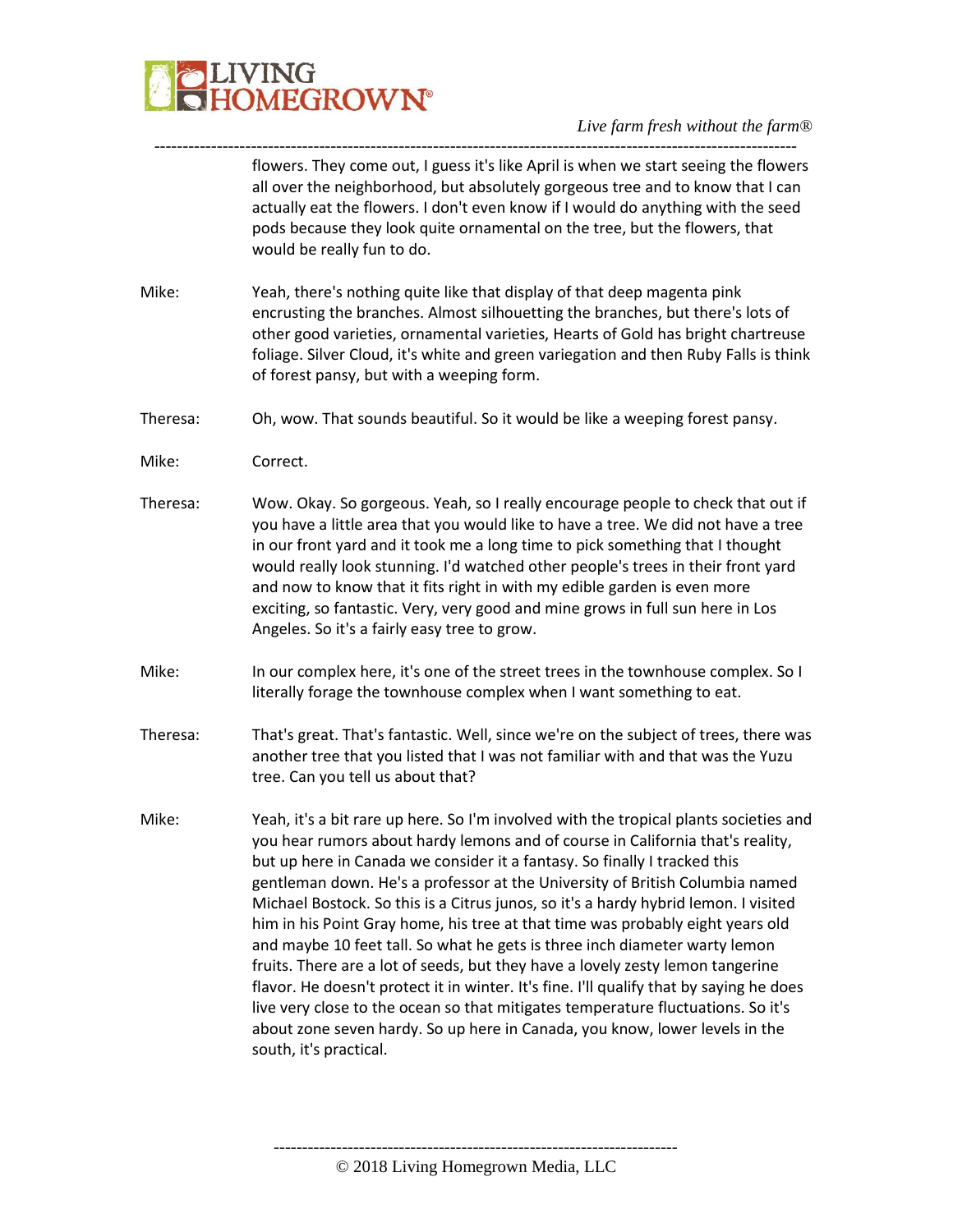flowers. They come out, I guess it's like April is when we start seeing the flowers all over the neighborhood, but absolutely gorgeous tree and to know that I can actually eat the flowers. I don't even know if I would do anything with the seed pods because they look quite ornamental on the tree, but the flowers, that would be really fun to do.

Mike: Yeah, there's nothing quite like that display of that deep magenta pink encrusting the branches. Almost silhouetting the branches, but there's lots of other good varieties, ornamental varieties, Hearts of Gold has bright chartreuse foliage. Silver Cloud, it's white and green variegation and then Ruby Falls is think of forest pansy, but with a weeping form.

Theresa: Oh, wow. That sounds beautiful. So it would be like a weeping forest pansy.

Mike: Correct.

Theresa: Wow. Okay. So gorgeous. Yeah, so I really encourage people to check that out if you have a little area that you would like to have a tree. We did not have a tree in our front yard and it took me a long time to pick something that I thought would really look stunning. I'd watched other people's trees in their front yard and now to know that it fits right in with my edible garden is even more exciting, so fantastic. Very, very good and mine grows in full sun here in Los Angeles. So it's a fairly easy tree to grow.

Mike: In our complex here, it's one of the street trees in the townhouse complex. So I literally forage the townhouse complex when I want something to eat.

Theresa: That's great. That's fantastic. Well, since we're on the subject of trees, there was another tree that you listed that I was not familiar with and that was the Yuzu tree. Can you tell us about that?

Mike: Yeah, it's a bit rare up here. So I'm involved with the tropical plants societies and you hear rumors about hardy lemons and of course in California that's reality, but up here in Canada we consider it a fantasy. So finally I tracked this gentleman down. He's a professor at the University of British Columbia named Michael Bostock. So this is a Citrus junos, so it's a hardy hybrid lemon. I visited him in his Point Gray home, his tree at that time was probably eight years old and maybe 10 feet tall. So what he gets is three inch diameter warty lemon fruits. There are a lot of seeds, but they have a lovely zesty lemon tangerine flavor. He doesn't protect it in winter. It's fine. I'll qualify that by saying he does live very close to the ocean so that mitigates temperature fluctuations. So it's about zone seven hardy. So up here in Canada, you know, lower levels in the south, it's practical.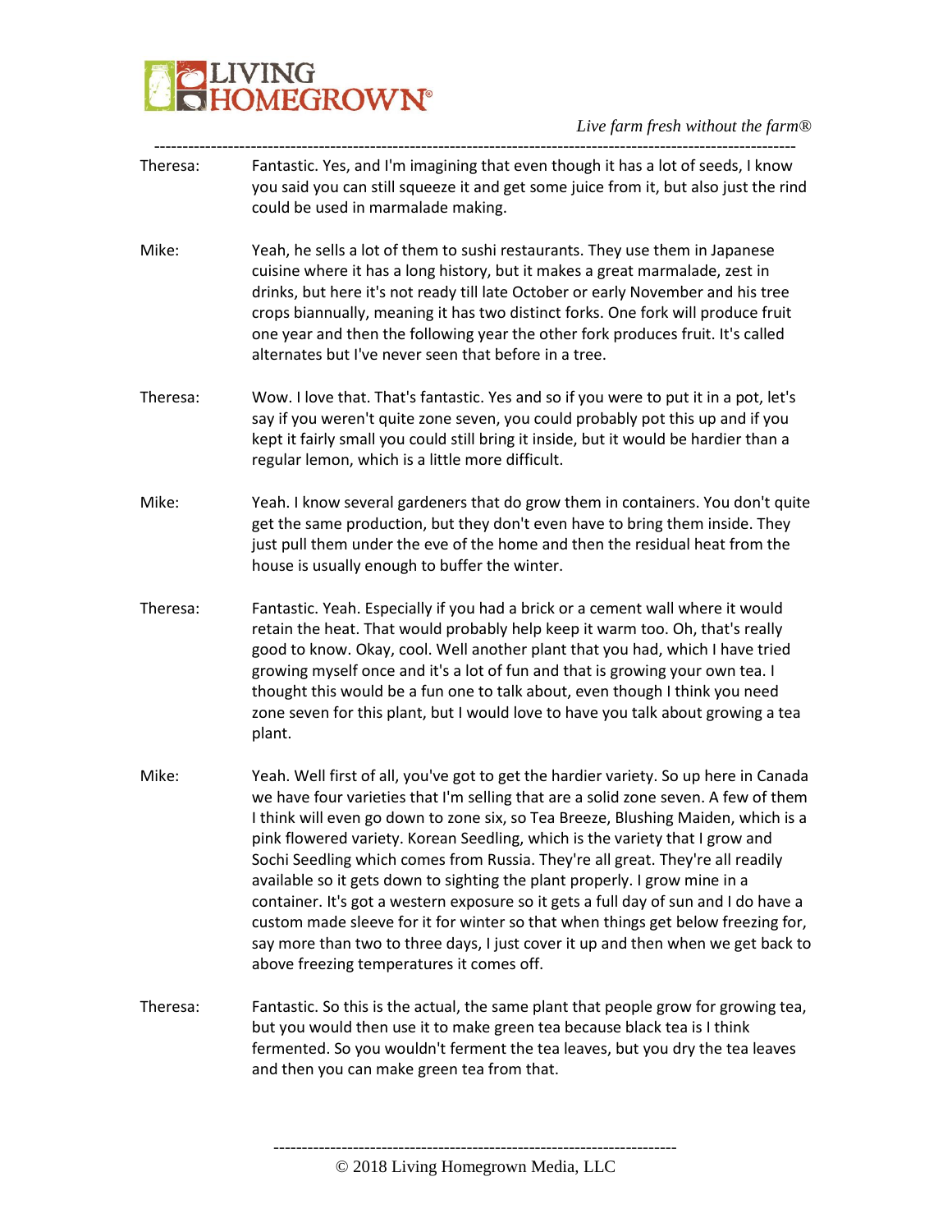Theresa: Fantastic. Yes, and I'm imagining that even though it has a lot of seeds, I know you said you can still squeeze it and get some juice from it, but also just the rind could be used in marmalade making.

Mike: Yeah, he sells a lot of them to sushi restaurants. They use them in Japanese cuisine where it has a long history, but it makes a great marmalade, zest in drinks, but here it's not ready till late October or early November and his tree crops biannually, meaning it has two distinct forks. One fork will produce fruit one year and then the following year the other fork produces fruit. It's called alternates but I've never seen that before in a tree.

Theresa: Wow. I love that. That's fantastic. Yes and so if you were to put it in a pot, let's say if you weren't quite zone seven, you could probably pot this up and if you kept it fairly small you could still bring it inside, but it would be hardier than a regular lemon, which is a little more difficult.

Mike: Yeah. I know several gardeners that do grow them in containers. You don't quite get the same production, but they don't even have to bring them inside. They just pull them under the eve of the home and then the residual heat from the house is usually enough to buffer the winter.

Theresa: Fantastic. Yeah. Especially if you had a brick or a cement wall where it would retain the heat. That would probably help keep it warm too. Oh, that's really good to know. Okay, cool. Well another plant that you had, which I have tried growing myself once and it's a lot of fun and that is growing your own tea. I thought this would be a fun one to talk about, even though I think you need zone seven for this plant, but I would love to have you talk about growing a tea plant.

Mike: Yeah. Well first of all, you've got to get the hardier variety. So up here in Canada we have four varieties that I'm selling that are a solid zone seven. A few of them I think will even go down to zone six, so Tea Breeze, Blushing Maiden, which is a pink flowered variety. Korean Seedling, which is the variety that I grow and Sochi Seedling which comes from Russia. They're all great. They're all readily available so it gets down to sighting the plant properly. I grow mine in a container. It's got a western exposure so it gets a full day of sun and I do have a custom made sleeve for it for winter so that when things get below freezing for, say more than two to three days, I just cover it up and then when we get back to above freezing temperatures it comes off.

Theresa: Fantastic. So this is the actual, the same plant that people grow for growing tea, but you would then use it to make green tea because black tea is I think fermented. So you wouldn't ferment the tea leaves, but you dry the tea leaves and then you can make green tea from that.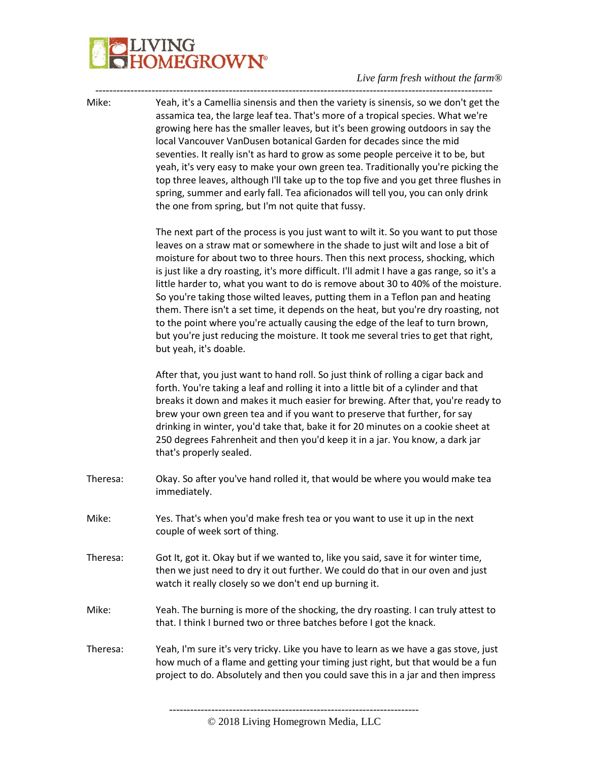Mike: Yeah, it's a Camellia sinensis and then the variety is sinensis, so we don't get the assamica tea, the large leaf tea. That's more of a tropical species. What we're growing here has the smaller leaves, but it's been growing outdoors in say the local Vancouver VanDusen botanical Garden for decades since the mid seventies. It really isn't as hard to grow as some people perceive it to be, but yeah, it's very easy to make your own green tea. Traditionally you're picking the top three leaves, although I'll take up to the top five and you get three flushes in spring, summer and early fall. Tea aficionados will tell you, you can only drink the one from spring, but I'm not quite that fussy.

The next part of the process is you just want to wilt it. So you want to put those leaves on a straw mat or somewhere in the shade to just wilt and lose a bit of moisture for about two to three hours. Then this next process, shocking, which is just like a dry roasting, it's more difficult. I'll admit I have a gas range, so it's a little harder to, what you want to do is remove about 30 to 40% of the moisture. So you're taking those wilted leaves, putting them in a Teflon pan and heating them. There isn't a set time, it depends on the heat, but you're dry roasting, not to the point where you're actually causing the edge of the leaf to turn brown, but you're just reducing the moisture. It took me several tries to get that right, but yeah, it's doable.

After that, you just want to hand roll. So just think of rolling a cigar back and forth. You're taking a leaf and rolling it into a little bit of a cylinder and that breaks it down and makes it much easier for brewing. After that, you're ready to brew your own green tea and if you want to preserve that further, for say drinking in winter, you'd take that, bake it for 20 minutes on a cookie sheet at 250 degrees Fahrenheit and then you'd keep it in a jar. You know, a dark jar that's properly sealed.

Theresa: Okay. So after you've hand rolled it, that would be where you would make tea immediately.

Mike: Yes. That's when you'd make fresh tea or you want to use it up in the next couple of week sort of thing.

Theresa: Got It, got it. Okay but if we wanted to, like you said, save it for winter time, then we just need to dry it out further. We could do that in our oven and just watch it really closely so we don't end up burning it.

Mike: Yeah. The burning is more of the shocking, the dry roasting. I can truly attest to that. I think I burned two or three batches before I got the knack.

Theresa: Yeah, I'm sure it's very tricky. Like you have to learn as we have a gas stove, just how much of a flame and getting your timing just right, but that would be a fun project to do. Absolutely and then you could save this in a jar and then impress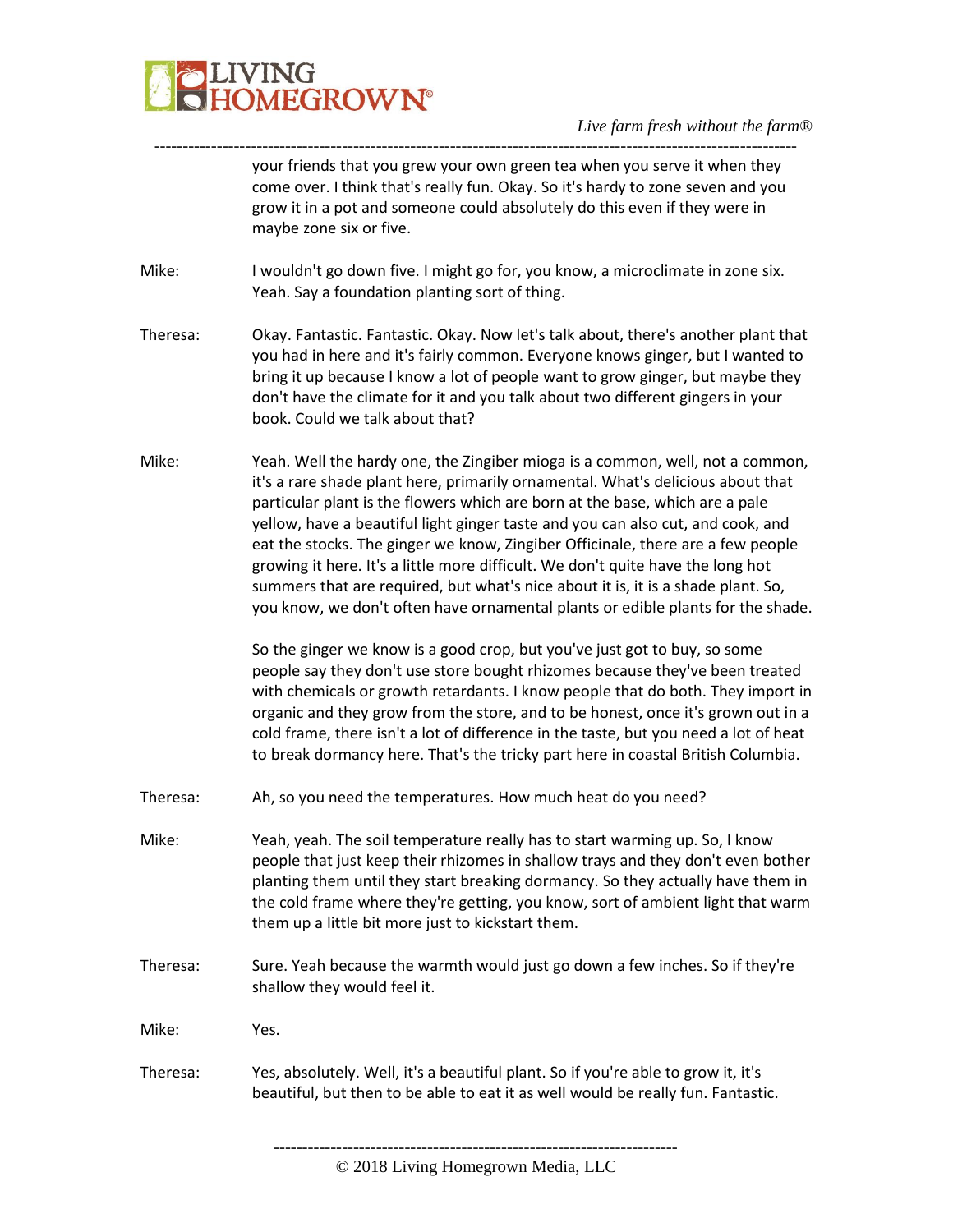your friends that you grew your own green tea when you serve it when they come over. I think that's really fun. Okay. So it's hardy to zone seven and you grow it in a pot and someone could absolutely do this even if they were in maybe zone six or five.

Mike: I wouldn't go down five. I might go for, you know, a microclimate in zone six. Yeah. Say a foundation planting sort of thing.

Theresa: Okay. Fantastic. Fantastic. Okay. Now let's talk about, there's another plant that you had in here and it's fairly common. Everyone knows ginger, but I wanted to bring it up because I know a lot of people want to grow ginger, but maybe they don't have the climate for it and you talk about two different gingers in your book. Could we talk about that?

Mike: Yeah. Well the hardy one, the Zingiber mioga is a common, well, not a common, it's a rare shade plant here, primarily ornamental. What's delicious about that particular plant is the flowers which are born at the base, which are a pale yellow, have a beautiful light ginger taste and you can also cut, and cook, and eat the stocks. The ginger we know, Zingiber Officinale, there are a few people growing it here. It's a little more difficult. We don't quite have the long hot summers that are required, but what's nice about it is, it is a shade plant. So, you know, we don't often have ornamental plants or edible plants for the shade.

So the ginger we know is a good crop, but you've just got to buy, so some people say they don't use store bought rhizomes because they've been treated with chemicals or growth retardants. I know people that do both. They import in organic and they grow from the store, and to be honest, once it's grown out in a cold frame, there isn't a lot of difference in the taste, but you need a lot of heat to break dormancy here. That's the tricky part here in coastal British Columbia.

Theresa: Ah, so you need the temperatures. How much heat do you need?

Mike: Yeah, yeah. The soil temperature really has to start warming up. So, I know people that just keep their rhizomes in shallow trays and they don't even bother planting them until they start breaking dormancy. So they actually have them in the cold frame where they're getting, you know, sort of ambient light that warm them up a little bit more just to kickstart them.

Theresa: Sure. Yeah because the warmth would just go down a few inches. So if they're shallow they would feel it.

Mike: Yes.

Theresa: Yes, absolutely. Well, it's a beautiful plant. So if you're able to grow it, it's beautiful, but then to be able to eat it as well would be really fun. Fantastic.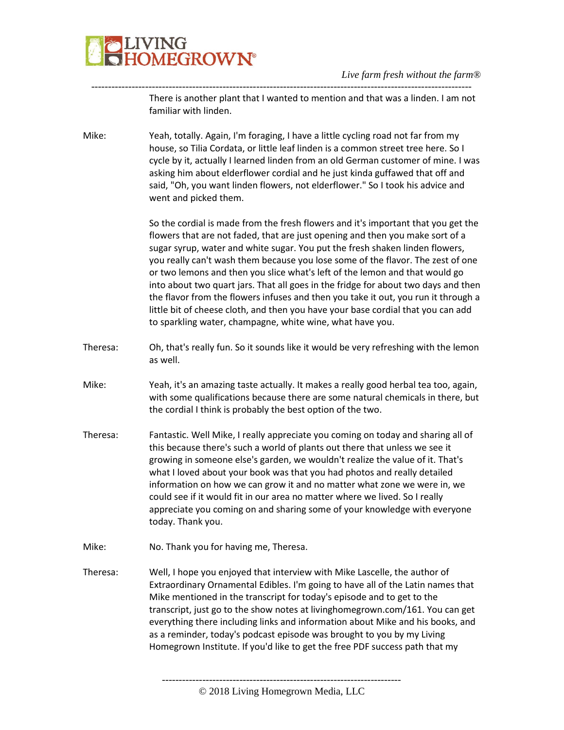There is another plant that I wanted to mention and that was a linden. I am not familiar with linden.

Mike: Yeah, totally. Again, I'm foraging, I have a little cycling road not far from my house, so Tilia Cordata, or little leaf linden is a common street tree here. So I cycle by it, actually I learned linden from an old German customer of mine. I was asking him about elderflower cordial and he just kinda guffawed that off and said, "Oh, you want linden flowers, not elderflower." So I took his advice and went and picked them.

So the cordial is made from the fresh flowers and it's important that you get the flowers that are not faded, that are just opening and then you make sort of a sugar syrup, water and white sugar. You put the fresh shaken linden flowers, you really can't wash them because you lose some of the flavor. The zest of one or two lemons and then you slice what's left of the lemon and that would go into about two quart jars. That all goes in the fridge for about two days and then the flavor from the flowers infuses and then you take it out, you run it through a little bit of cheese cloth, and then you have your base cordial that you can add to sparkling water, champagne, white wine, what have you.

Theresa: Oh, that's really fun. So it sounds like it would be very refreshing with the lemon as well.

Mike: Yeah, it's an amazing taste actually. It makes a really good herbal tea too, again, with some qualifications because there are some natural chemicals in there, but the cordial I think is probably the best option of the two.

Theresa: Fantastic. Well Mike, I really appreciate you coming on today and sharing all of this because there's such a world of plants out there that unless we see it growing in someone else's garden, we wouldn't realize the value of it. That's what I loved about your book was that you had photos and really detailed information on how we can grow it and no matter what zone we were in, we could see if it would fit in our area no matter where we lived. So I really appreciate you coming on and sharing some of your knowledge with everyone today. Thank you.

Mike: No. Thank you for having me, Theresa.

Theresa: Well, I hope you enjoyed that interview with Mike Lascelle, the author of Extraordinary Ornamental Edibles. I'm going to have all of the Latin names that Mike mentioned in the transcript for today's episode and to get to the transcript, just go to the show notes at livinghomegrown.com/161. You can get everything there including links and information about Mike and his books, and as a reminder, today's podcast episode was brought to you by my Living Homegrown Institute. If you'd like to get the free PDF success path that my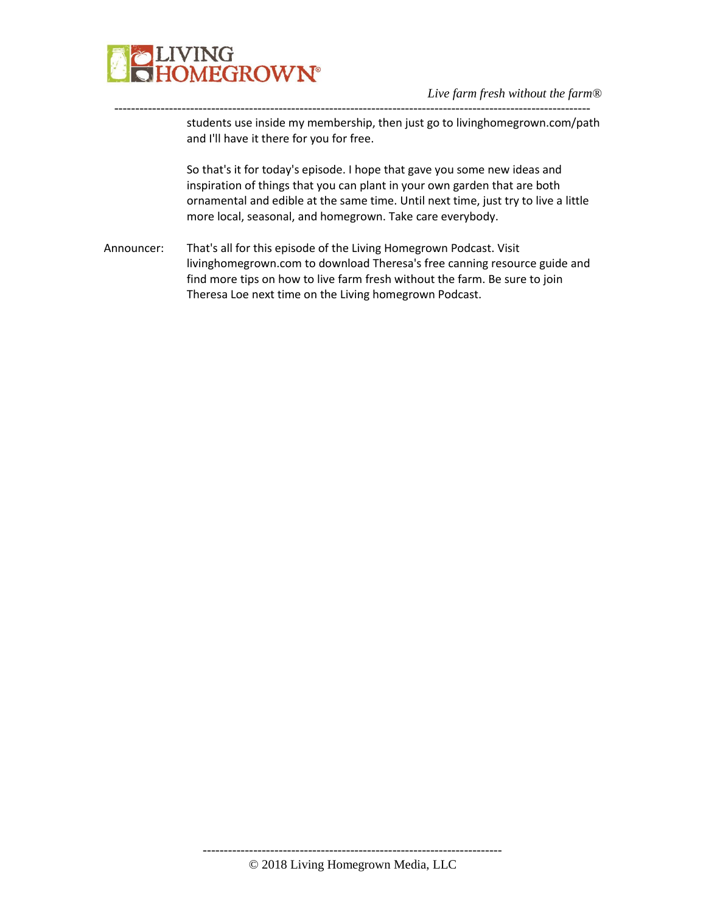students use inside my membership, then just go to livinghomegrown.com/path and I'll have it there for you for free.

So that's it for today's episode. I hope that gave you some new ideas and inspiration of things that you can plant in your own garden that are both ornamental and edible at the same time. Until next time, just try to live a little more local, seasonal, and homegrown. Take care everybody.

Announcer: That's all for this episode of the Living Homegrown Podcast. Visit livinghomegrown.com to download Theresa's free canning resource guide and find more tips on how to live farm fresh without the farm. Be sure to join Theresa Loe next time on the Living homegrown Podcast.